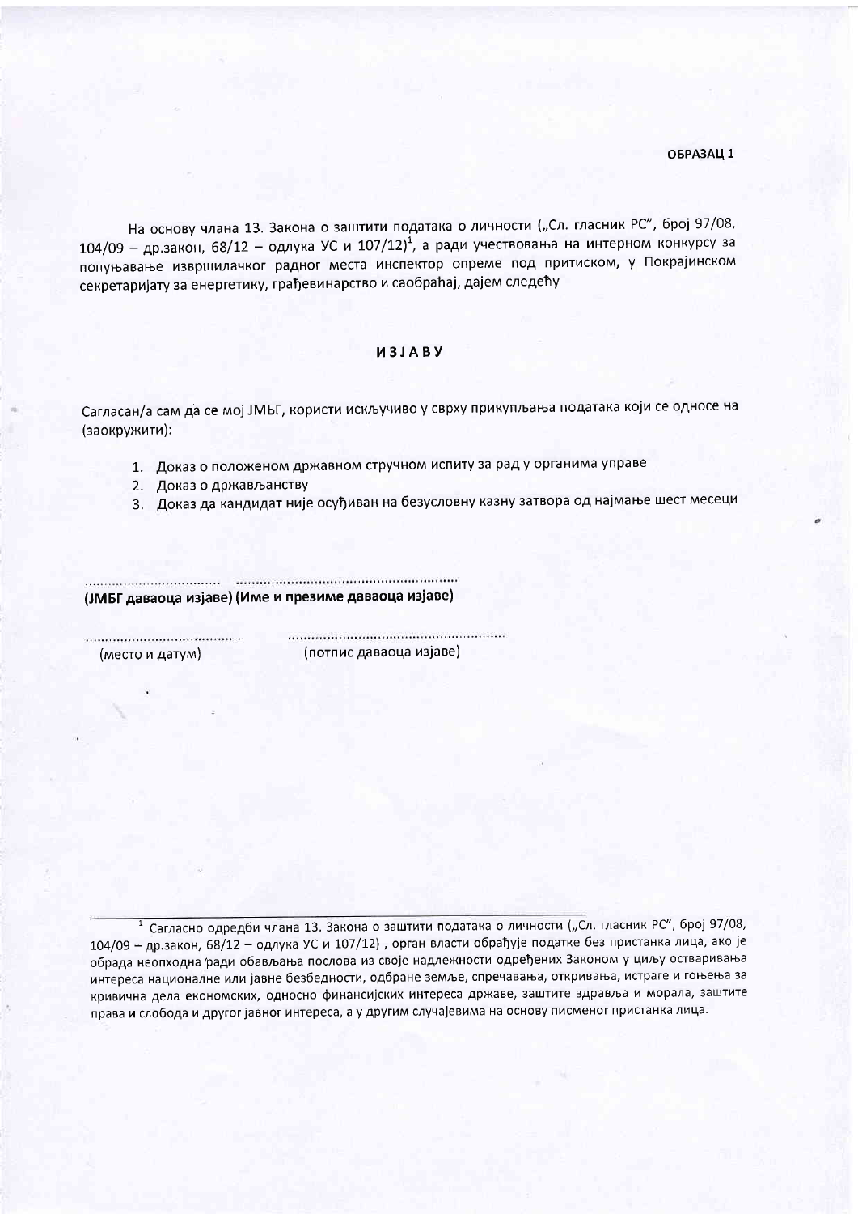**ОБРАЗАЦ 1**

На основу члана 13. Закона о заштити података о личности („Сл. гласник РС", број 97/08, 104/09 – др.закон, 68/12 – одлука УС и 107/12)[1], а ради учествовања на интерном конкурсу за попуњавање извршилачког радног места инспектор опреме под притиском, у Покрајинском секретаријату за енергетику, грађевинарство и саобраћај, дајем следећу

## ИЗЈАВУ

Сагласан/а сам да се мој ЈМБГ, користи искључиво у сврху прикупљања података који се односе на (заокружити):

1. Доказ о положеном државном стручном испиту за рад у органима управе
2. Доказ о држављанству
3. Доказ да кандидат није осуђиван на безусловну казну затвора од најмање шест месеци

.................................. ..........................................................
**(ЈМБГ даваоца изјаве) (Име и презиме даваоца изјаве)**

.......................................... ..........................................................
(место и датум) (потпис даваоца изјаве)

---

[1] Сагласно одредби члана 13. Закона о заштити података о личности („Сл. гласник РС", број 97/08, 104/09 – др.закон, 68/12 – одлука УС и 107/12) , орган власти обрађује податке без пристанка лица, ако је обрада неопходна ради обављања послова из своје надлежности одређених Законом у циљу остваривања интереса националне или јавне безбедности, одбране земље, спречавања, откривања, истраге и гоњења за кривична дела економских, односно финансијских интереса државе, заштите здравља и морала, заштите права и слобода и другог јавног интереса, а у другим случајевима на основу писменог пристанка лица.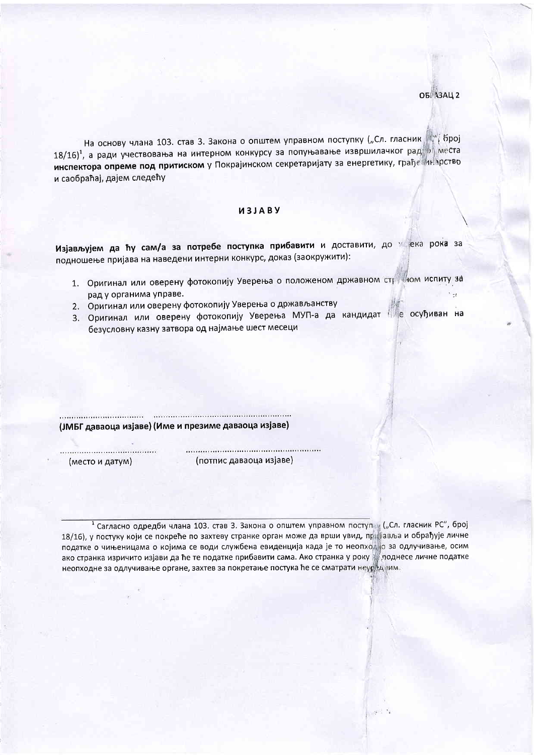ОБРАЗАЦ 2

На основу члана 103. став 3. Закона о општем управном поступку („Сл. гласник РС", број 18/16)[1], а ради учествовања на интерном конкурсу за попуњавање извршилачког радног места **инспектора опреме под притиском** у Покрајинском секретаријату за енергетику, грађевинарство и саобраћај, дајем следећу

**ИЗЈАВУ**

**Изјављујем да ћу сам/а за потребе поступка прибавити** и доставити, до истека рока за подношење пријава на наведени интерни конкурс, доказ (заокружити):

1. Оригинал или оверену фотокопију Уверења о положеном државном стручном испиту за рад у органима управе.
2. Оригинал или оверену фотокопију Уверења о држављанству
3. Оригинал или оверену фотокопију Уверења МУП-а да кандидат није осуђиван на безусловну казну затвора од најмање шест месеци

.................................. ...........................................................
**(ЈМБГ даваоца изјаве) (Име и презиме даваоца изјаве)**

.......................................... ...........................................................
(место и датум) (потпис даваоца изјаве)

[1] Сагласно одредби члана 103. став 3. Закона о општем управном поступку („Сл. гласник РС", број 18/16), у поступку који се покреће по захтеву странке орган може да врши увид, прибавља и обрађује личне податке о чињеницама о којима се води службена евиденција када је то неопходно за одлучивање, осим ако странка изричито изјави да ће те податке прибавити сама. Ако странка у року не поднесе личне податке неопходне за одлучивање органе, захтев за покретање постука ће се сматрати неуредним.